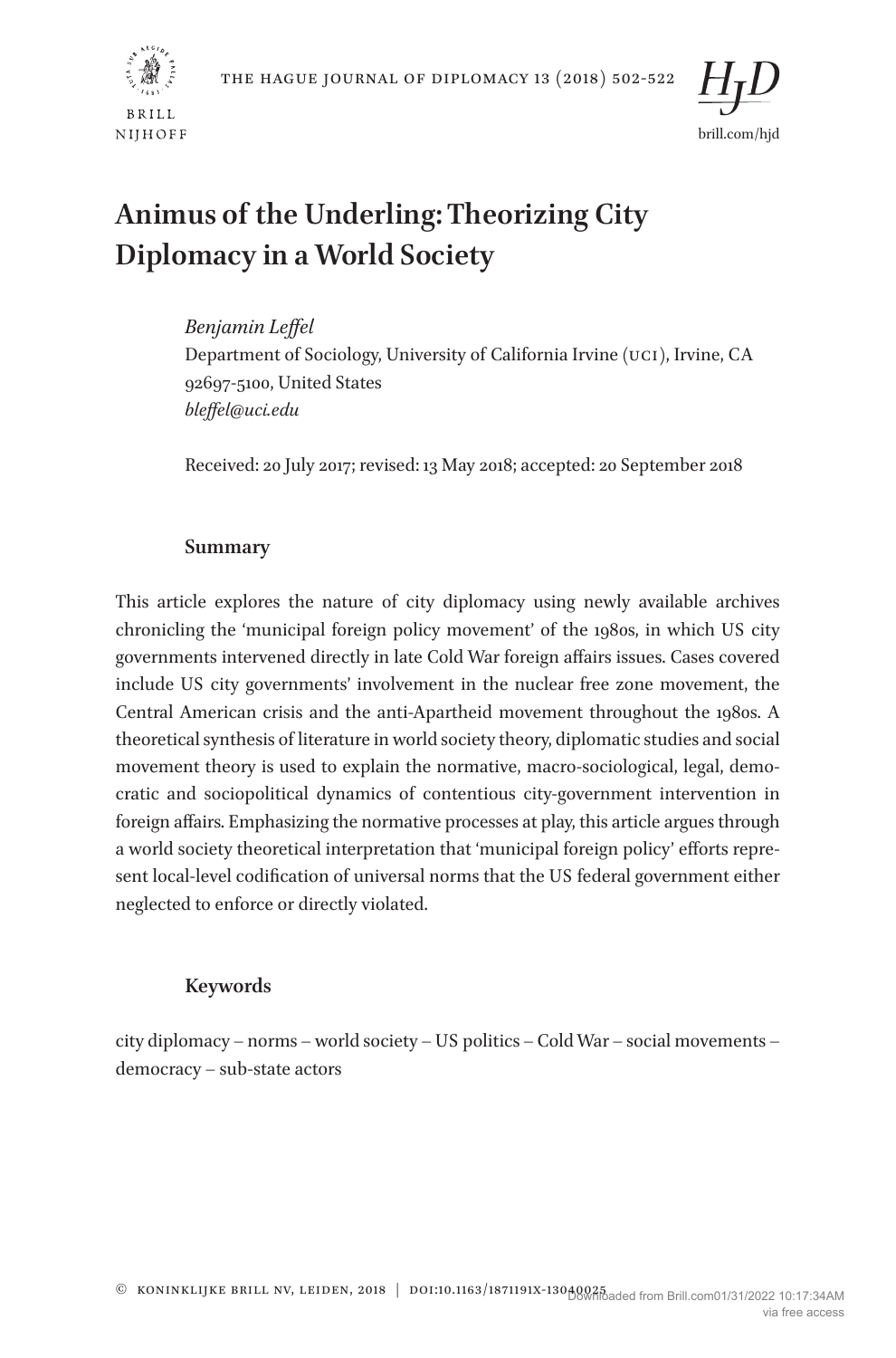# Animus of the Underling: Theorizing City Diplomacy in a World Society

*Benjamin Leffel*
Department of Sociology, University of California Irvine (UCI), Irvine, CA 92697-5100, United States
*bleffel@uci.edu*

Received: 20 July 2017; revised: 13 May 2018; accepted: 20 September 2018

## Summary

This article explores the nature of city diplomacy using newly available archives chronicling the 'municipal foreign policy movement' of the 1980s, in which US city governments intervened directly in late Cold War foreign affairs issues. Cases covered include US city governments' involvement in the nuclear free zone movement, the Central American crisis and the anti-Apartheid movement throughout the 1980s. A theoretical synthesis of literature in world society theory, diplomatic studies and social movement theory is used to explain the normative, macro-sociological, legal, democratic and sociopolitical dynamics of contentious city-government intervention in foreign affairs. Emphasizing the normative processes at play, this article argues through a world society theoretical interpretation that 'municipal foreign policy' efforts represent local-level codification of universal norms that the US federal government either neglected to enforce or directly violated.

## Keywords

city diplomacy – norms – world society – US politics – Cold War – social movements – democracy – sub-state actors

© Koninklijke Brill NV, Leiden, 2018 | DOI:10.1163/1871191X-13040025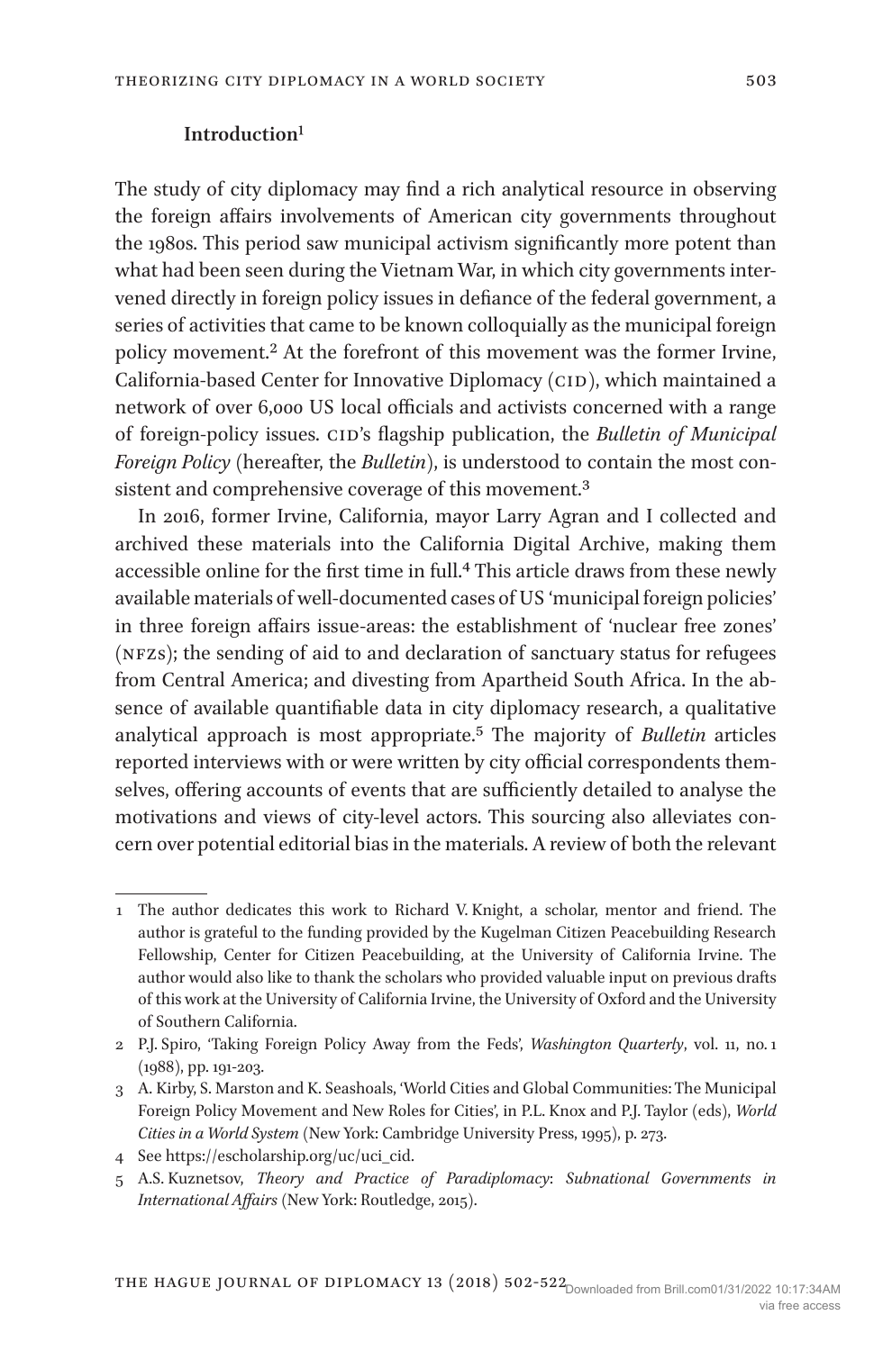## Introduction[1]

The study of city diplomacy may find a rich analytical resource in observing the foreign affairs involvements of American city governments throughout the 1980s. This period saw municipal activism significantly more potent than what had been seen during the Vietnam War, in which city governments intervened directly in foreign policy issues in defiance of the federal government, a series of activities that came to be known colloquially as the municipal foreign policy movement.[2] At the forefront of this movement was the former Irvine, California-based Center for Innovative Diplomacy (CID), which maintained a network of over 6,000 US local officials and activists concerned with a range of foreign-policy issues. CID's flagship publication, the *Bulletin of Municipal Foreign Policy* (hereafter, the *Bulletin*), is understood to contain the most consistent and comprehensive coverage of this movement.[3]

In 2016, former Irvine, California, mayor Larry Agran and I collected and archived these materials into the California Digital Archive, making them accessible online for the first time in full.[4] This article draws from these newly available materials of well-documented cases of US 'municipal foreign policies' in three foreign affairs issue-areas: the establishment of 'nuclear free zones' (NFZs); the sending of aid to and declaration of sanctuary status for refugees from Central America; and divesting from Apartheid South Africa. In the absence of available quantifiable data in city diplomacy research, a qualitative analytical approach is most appropriate.[5] The majority of *Bulletin* articles reported interviews with or were written by city official correspondents themselves, offering accounts of events that are sufficiently detailed to analyse the motivations and views of city-level actors. This sourcing also alleviates concern over potential editorial bias in the materials. A review of both the relevant

---

1 The author dedicates this work to Richard V. Knight, a scholar, mentor and friend. The author is grateful to the funding provided by the Kugelman Citizen Peacebuilding Research Fellowship, Center for Citizen Peacebuilding, at the University of California Irvine. The author would also like to thank the scholars who provided valuable input on previous drafts of this work at the University of California Irvine, the University of Oxford and the University of Southern California.

2 P.J. Spiro, 'Taking Foreign Policy Away from the Feds', *Washington Quarterly*, vol. 11, no. 1 (1988), pp. 191-203.

3 A. Kirby, S. Marston and K. Seashoals, 'World Cities and Global Communities: The Municipal Foreign Policy Movement and New Roles for Cities', in P.L. Knox and P.J. Taylor (eds), *World Cities in a World System* (New York: Cambridge University Press, 1995), p. 273.

4 See https://escholarship.org/uc/uci_cid.

5 A.S. Kuznetsov, *Theory and Practice of Paradiplomacy: Subnational Governments in International Affairs* (New York: Routledge, 2015).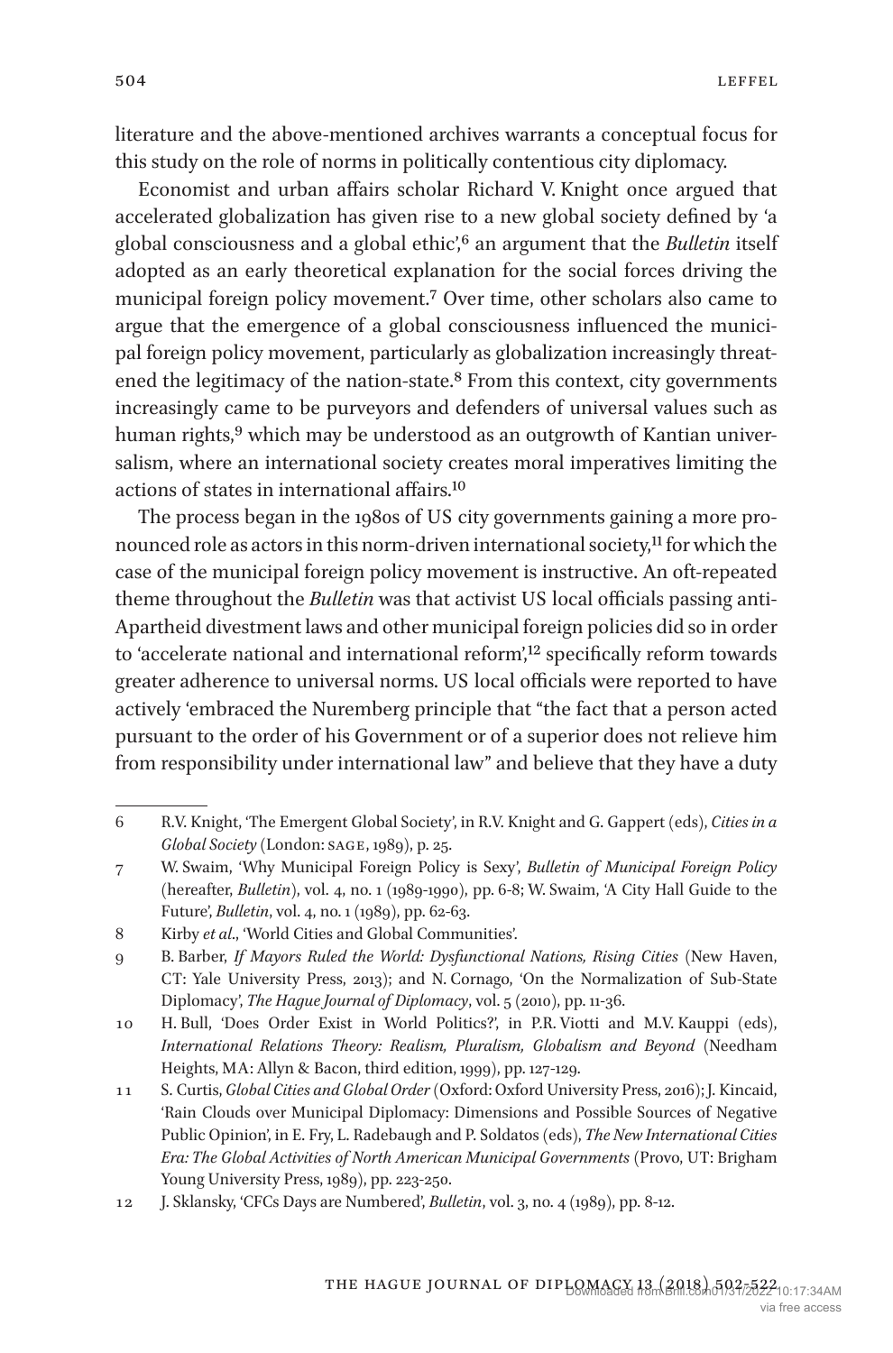literature and the above-mentioned archives warrants a conceptual focus for this study on the role of norms in politically contentious city diplomacy.

Economist and urban affairs scholar Richard V. Knight once argued that accelerated globalization has given rise to a new global society defined by 'a global consciousness and a global ethic',[6] an argument that the *Bulletin* itself adopted as an early theoretical explanation for the social forces driving the municipal foreign policy movement.[7] Over time, other scholars also came to argue that the emergence of a global consciousness influenced the municipal foreign policy movement, particularly as globalization increasingly threatened the legitimacy of the nation-state.[8] From this context, city governments increasingly came to be purveyors and defenders of universal values such as human rights,[9] which may be understood as an outgrowth of Kantian universalism, where an international society creates moral imperatives limiting the actions of states in international affairs.[10]

The process began in the 1980s of US city governments gaining a more pronounced role as actors in this norm-driven international society,[11] for which the case of the municipal foreign policy movement is instructive. An oft-repeated theme throughout the *Bulletin* was that activist US local officials passing anti-Apartheid divestment laws and other municipal foreign policies did so in order to 'accelerate national and international reform',[12] specifically reform towards greater adherence to universal norms. US local officials were reported to have actively 'embraced the Nuremberg principle that "the fact that a person acted pursuant to the order of his Government or of a superior does not relieve him from responsibility under international law" and believe that they have a duty

---

6 R.V. Knight, 'The Emergent Global Society', in R.V. Knight and G. Gappert (eds), *Cities in a Global Society* (London: SAGE, 1989), p. 25.

7 W. Swaim, 'Why Municipal Foreign Policy is Sexy', *Bulletin of Municipal Foreign Policy* (hereafter, *Bulletin*), vol. 4, no. 1 (1989-1990), pp. 6-8; W. Swaim, 'A City Hall Guide to the Future', *Bulletin*, vol. 4, no. 1 (1989), pp. 62-63.

8 Kirby *et al*., 'World Cities and Global Communities'.

9 B. Barber, *If Mayors Ruled the World: Dysfunctional Nations, Rising Cities* (New Haven, CT: Yale University Press, 2013); and N. Cornago, 'On the Normalization of Sub-State Diplomacy', *The Hague Journal of Diplomacy*, vol. 5 (2010), pp. 11-36.

10 H. Bull, 'Does Order Exist in World Politics?', in P.R. Viotti and M.V. Kauppi (eds), *International Relations Theory: Realism, Pluralism, Globalism and Beyond* (Needham Heights, MA: Allyn & Bacon, third edition, 1999), pp. 127-129.

11 S. Curtis, *Global Cities and Global Order* (Oxford: Oxford University Press, 2016); J. Kincaid, 'Rain Clouds over Municipal Diplomacy: Dimensions and Possible Sources of Negative Public Opinion', in E. Fry, L. Radebaugh and P. Soldatos (eds), *The New International Cities Era: The Global Activities of North American Municipal Governments* (Provo, UT: Brigham Young University Press, 1989), pp. 223-250.

12 J. Sklansky, 'CFCs Days are Numbered', *Bulletin*, vol. 3, no. 4 (1989), pp. 8-12.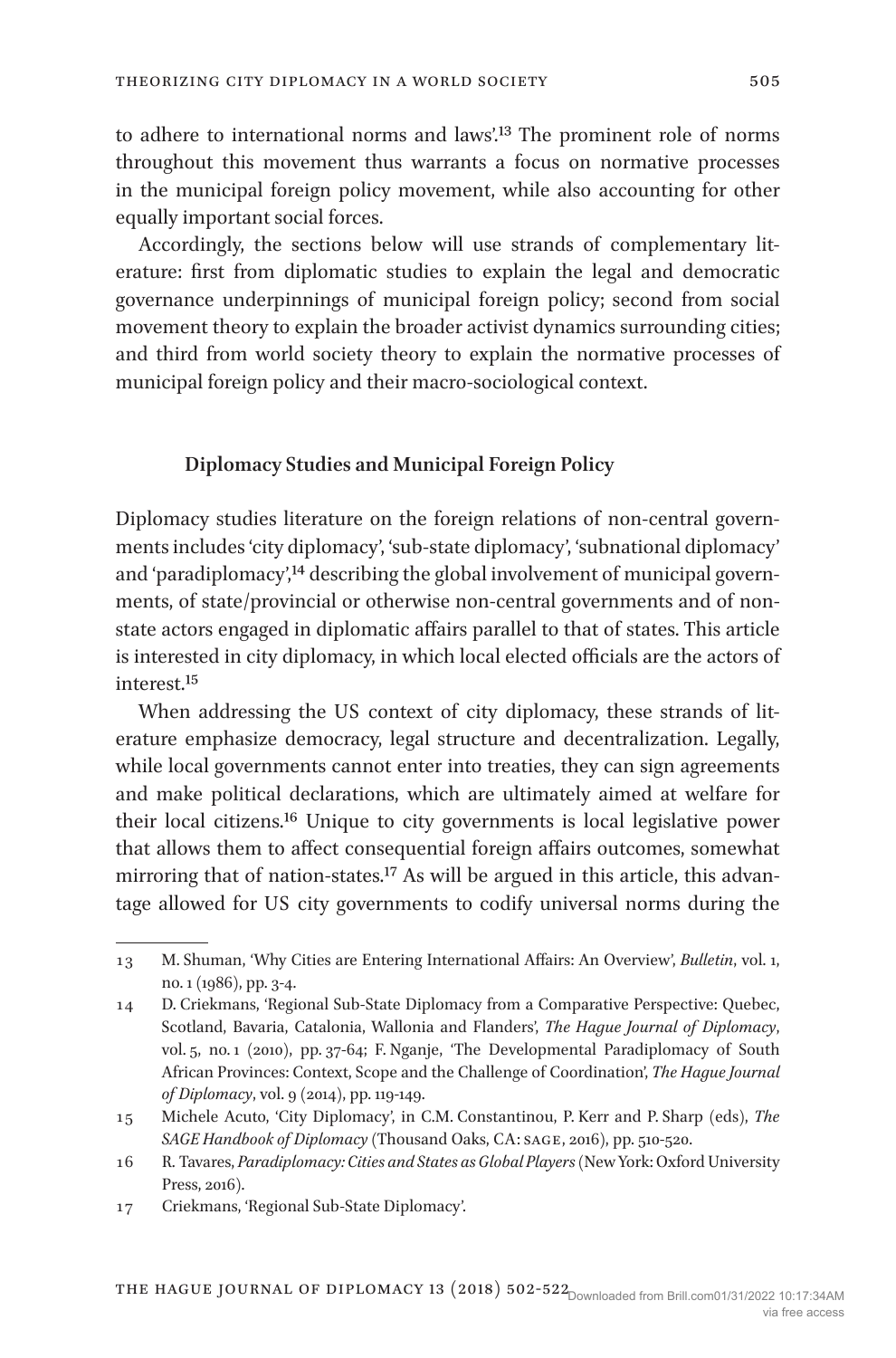to adhere to international norms and laws'.[13] The prominent role of norms throughout this movement thus warrants a focus on normative processes in the municipal foreign policy movement, while also accounting for other equally important social forces.

Accordingly, the sections below will use strands of complementary literature: first from diplomatic studies to explain the legal and democratic governance underpinnings of municipal foreign policy; second from social movement theory to explain the broader activist dynamics surrounding cities; and third from world society theory to explain the normative processes of municipal foreign policy and their macro-sociological context.

## Diplomacy Studies and Municipal Foreign Policy

Diplomacy studies literature on the foreign relations of non-central governments includes 'city diplomacy', 'sub-state diplomacy', 'subnational diplomacy' and 'paradiplomacy',[14] describing the global involvement of municipal governments, of state/provincial or otherwise non-central governments and of non-state actors engaged in diplomatic affairs parallel to that of states. This article is interested in city diplomacy, in which local elected officials are the actors of interest.[15]

When addressing the US context of city diplomacy, these strands of literature emphasize democracy, legal structure and decentralization. Legally, while local governments cannot enter into treaties, they can sign agreements and make political declarations, which are ultimately aimed at welfare for their local citizens.[16] Unique to city governments is local legislative power that allows them to affect consequential foreign affairs outcomes, somewhat mirroring that of nation-states.[17] As will be argued in this article, this advantage allowed for US city governments to codify universal norms during the

---

13 M. Shuman, 'Why Cities are Entering International Affairs: An Overview', *Bulletin*, vol. 1, no. 1 (1986), pp. 3-4.

14 D. Criekmans, 'Regional Sub-State Diplomacy from a Comparative Perspective: Quebec, Scotland, Bavaria, Catalonia, Wallonia and Flanders', *The Hague Journal of Diplomacy*, vol. 5, no. 1 (2010), pp. 37-64; F. Nganje, 'The Developmental Paradiplomacy of South African Provinces: Context, Scope and the Challenge of Coordination', *The Hague Journal of Diplomacy*, vol. 9 (2014), pp. 119-149.

15 Michele Acuto, 'City Diplomacy', in C.M. Constantinou, P. Kerr and P. Sharp (eds), *The SAGE Handbook of Diplomacy* (Thousand Oaks, CA: SAGE, 2016), pp. 510-520.

16 R. Tavares, *Paradiplomacy: Cities and States as Global Players* (New York: Oxford University Press, 2016).

17 Criekmans, 'Regional Sub-State Diplomacy'.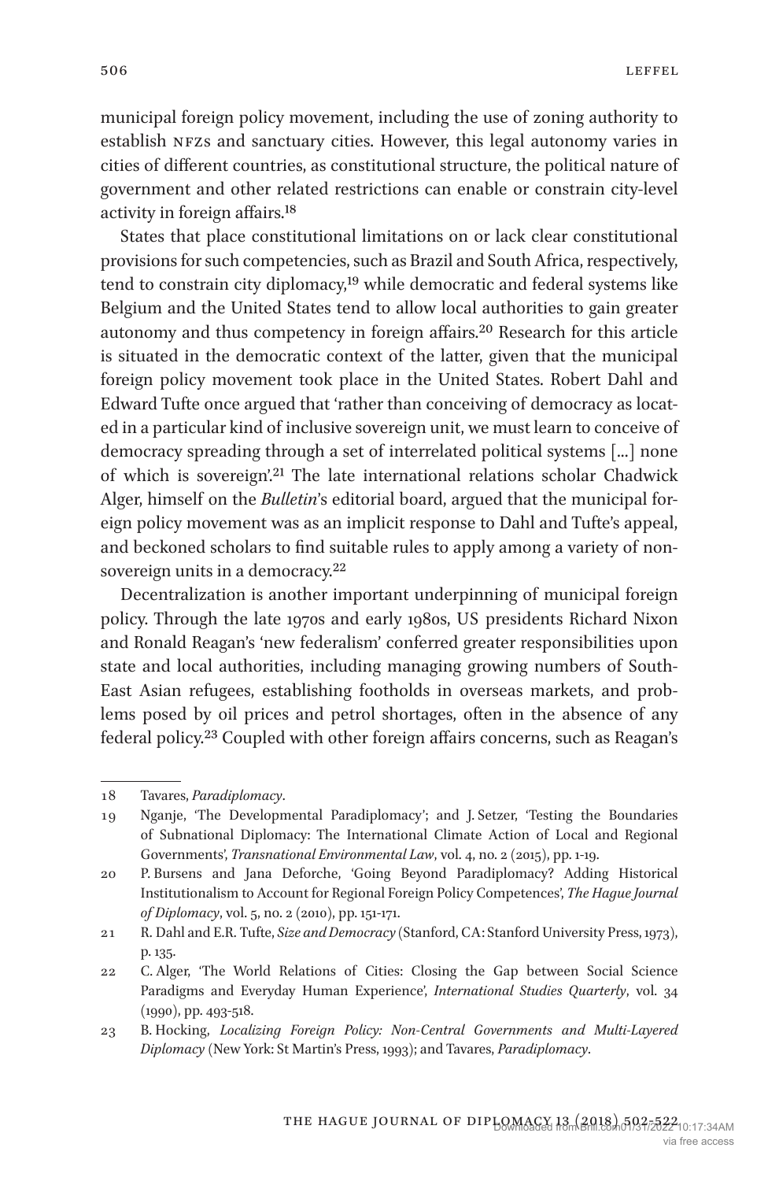municipal foreign policy movement, including the use of zoning authority to establish NFZs and sanctuary cities. However, this legal autonomy varies in cities of different countries, as constitutional structure, the political nature of government and other related restrictions can enable or constrain city-level activity in foreign affairs.[18]

States that place constitutional limitations on or lack clear constitutional provisions for such competencies, such as Brazil and South Africa, respectively, tend to constrain city diplomacy,[19] while democratic and federal systems like Belgium and the United States tend to allow local authorities to gain greater autonomy and thus competency in foreign affairs.[20] Research for this article is situated in the democratic context of the latter, given that the municipal foreign policy movement took place in the United States. Robert Dahl and Edward Tufte once argued that 'rather than conceiving of democracy as located in a particular kind of inclusive sovereign unit, we must learn to conceive of democracy spreading through a set of interrelated political systems [...] none of which is sovereign'.[21] The late international relations scholar Chadwick Alger, himself on the *Bulletin*'s editorial board, argued that the municipal foreign policy movement was as an implicit response to Dahl and Tufte's appeal, and beckoned scholars to find suitable rules to apply among a variety of non-sovereign units in a democracy.[22]

Decentralization is another important underpinning of municipal foreign policy. Through the late 1970s and early 1980s, US presidents Richard Nixon and Ronald Reagan's 'new federalism' conferred greater responsibilities upon state and local authorities, including managing growing numbers of South-East Asian refugees, establishing footholds in overseas markets, and problems posed by oil prices and petrol shortages, often in the absence of any federal policy.[23] Coupled with other foreign affairs concerns, such as Reagan's

---

18 Tavares, *Paradiplomacy*.

19 Nganje, 'The Developmental Paradiplomacy'; and J. Setzer, 'Testing the Boundaries of Subnational Diplomacy: The International Climate Action of Local and Regional Governments', *Transnational Environmental Law*, vol. 4, no. 2 (2015), pp. 1-19.

20 P. Bursens and Jana Deforche, 'Going Beyond Paradiplomacy? Adding Historical Institutionalism to Account for Regional Foreign Policy Competences', *The Hague Journal of Diplomacy*, vol. 5, no. 2 (2010), pp. 151-171.

21 R. Dahl and E.R. Tufte, *Size and Democracy* (Stanford, CA: Stanford University Press, 1973), p. 135.

22 C. Alger, 'The World Relations of Cities: Closing the Gap between Social Science Paradigms and Everyday Human Experience', *International Studies Quarterly*, vol. 34 (1990), pp. 493-518.

23 B. Hocking, *Localizing Foreign Policy: Non-Central Governments and Multi-Layered Diplomacy* (New York: St Martin's Press, 1993); and Tavares, *Paradiplomacy*.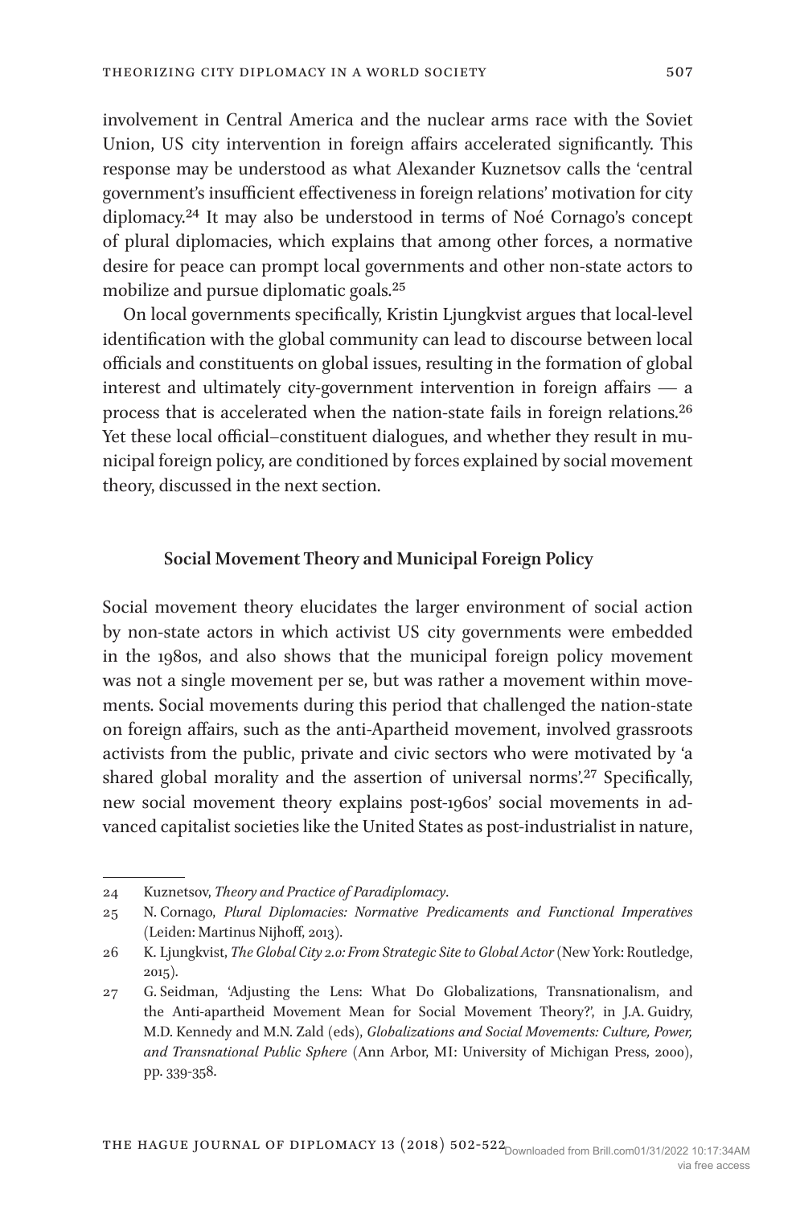involvement in Central America and the nuclear arms race with the Soviet Union, US city intervention in foreign affairs accelerated significantly. This response may be understood as what Alexander Kuznetsov calls the 'central government's insufficient effectiveness in foreign relations' motivation for city diplomacy.[24] It may also be understood in terms of Noé Cornago's concept of plural diplomacies, which explains that among other forces, a normative desire for peace can prompt local governments and other non-state actors to mobilize and pursue diplomatic goals.[25]

On local governments specifically, Kristin Ljungkvist argues that local-level identification with the global community can lead to discourse between local officials and constituents on global issues, resulting in the formation of global interest and ultimately city-government intervention in foreign affairs — a process that is accelerated when the nation-state fails in foreign relations.[26] Yet these local official–constituent dialogues, and whether they result in municipal foreign policy, are conditioned by forces explained by social movement theory, discussed in the next section.

## Social Movement Theory and Municipal Foreign Policy

Social movement theory elucidates the larger environment of social action by non-state actors in which activist US city governments were embedded in the 1980s, and also shows that the municipal foreign policy movement was not a single movement per se, but was rather a movement within movements. Social movements during this period that challenged the nation-state on foreign affairs, such as the anti-Apartheid movement, involved grassroots activists from the public, private and civic sectors who were motivated by 'a shared global morality and the assertion of universal norms'.[27] Specifically, new social movement theory explains post-1960s' social movements in advanced capitalist societies like the United States as post-industrialist in nature,

---

24 Kuznetsov, *Theory and Practice of Paradiplomacy*.

25 N. Cornago, *Plural Diplomacies: Normative Predicaments and Functional Imperatives* (Leiden: Martinus Nijhoff, 2013).

26 K. Ljungkvist, *The Global City 2.0: From Strategic Site to Global Actor* (New York: Routledge, 2015).

27 G. Seidman, 'Adjusting the Lens: What Do Globalizations, Transnationalism, and the Anti-apartheid Movement Mean for Social Movement Theory?', in J.A. Guidry, M.D. Kennedy and M.N. Zald (eds), *Globalizations and Social Movements: Culture, Power, and Transnational Public Sphere* (Ann Arbor, MI: University of Michigan Press, 2000), pp. 339-358.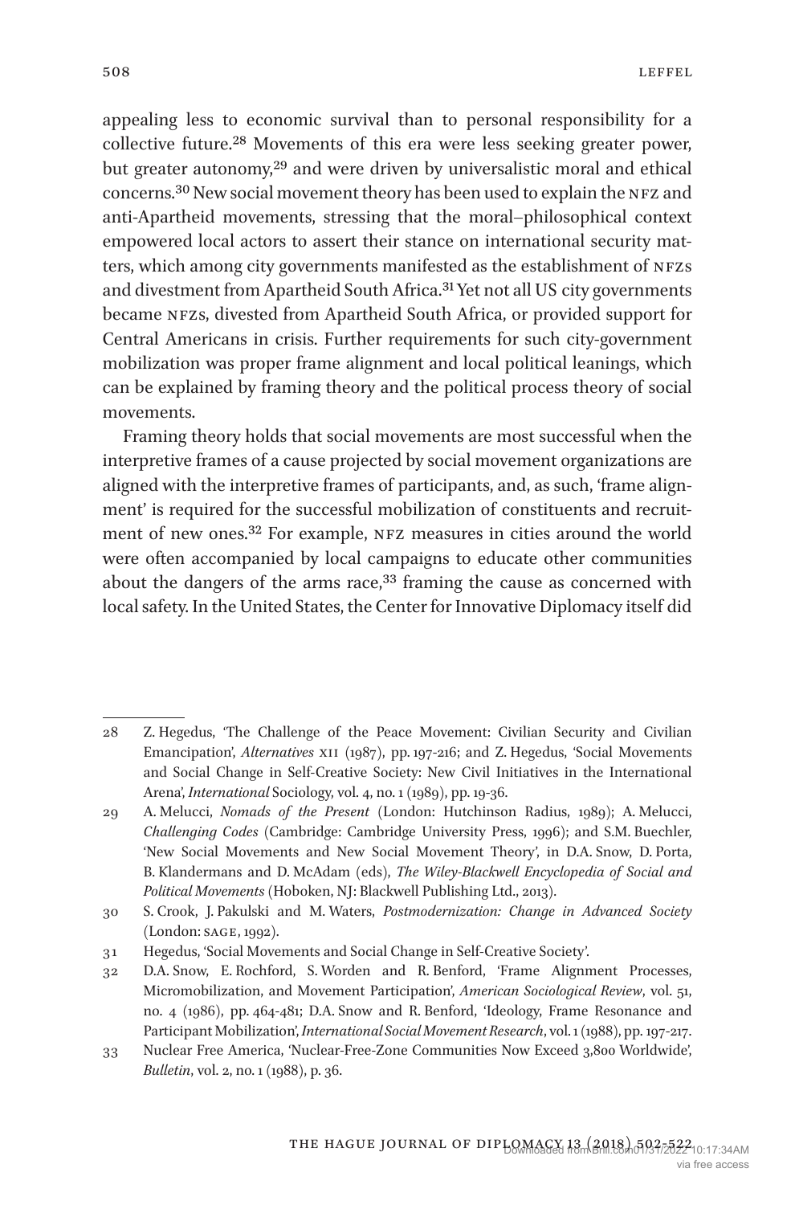appealing less to economic survival than to personal responsibility for a collective future.[28] Movements of this era were less seeking greater power, but greater autonomy,[29] and were driven by universalistic moral and ethical concerns.[30] New social movement theory has been used to explain the NFZ and anti-Apartheid movements, stressing that the moral–philosophical context empowered local actors to assert their stance on international security matters, which among city governments manifested as the establishment of NFZs and divestment from Apartheid South Africa.[31] Yet not all US city governments became NFZs, divested from Apartheid South Africa, or provided support for Central Americans in crisis. Further requirements for such city-government mobilization was proper frame alignment and local political leanings, which can be explained by framing theory and the political process theory of social movements.

Framing theory holds that social movements are most successful when the interpretive frames of a cause projected by social movement organizations are aligned with the interpretive frames of participants, and, as such, 'frame alignment' is required for the successful mobilization of constituents and recruitment of new ones.[32] For example, NFZ measures in cities around the world were often accompanied by local campaigns to educate other communities about the dangers of the arms race,[33] framing the cause as concerned with local safety. In the United States, the Center for Innovative Diplomacy itself did

---

28 Z. Hegedus, 'The Challenge of the Peace Movement: Civilian Security and Civilian Emancipation', *Alternatives* XII (1987), pp. 197-216; and Z. Hegedus, 'Social Movements and Social Change in Self-Creative Society: New Civil Initiatives in the International Arena', *International* Sociology, vol. 4, no. 1 (1989), pp. 19-36.

29 A. Melucci, *Nomads of the Present* (London: Hutchinson Radius, 1989); A. Melucci, *Challenging Codes* (Cambridge: Cambridge University Press, 1996); and S.M. Buechler, 'New Social Movements and New Social Movement Theory', in D.A. Snow, D. Porta, B. Klandermans and D. McAdam (eds), *The Wiley-Blackwell Encyclopedia of Social and Political Movements* (Hoboken, NJ: Blackwell Publishing Ltd., 2013).

30 S. Crook, J. Pakulski and M. Waters, *Postmodernization: Change in Advanced Society* (London: SAGE, 1992).

31 Hegedus, 'Social Movements and Social Change in Self-Creative Society'.

32 D.A. Snow, E. Rochford, S. Worden and R. Benford, 'Frame Alignment Processes, Micromobilization, and Movement Participation', *American Sociological Review*, vol. 51, no. 4 (1986), pp. 464-481; D.A. Snow and R. Benford, 'Ideology, Frame Resonance and Participant Mobilization', *International Social Movement Research*, vol. 1 (1988), pp. 197-217.

33 Nuclear Free America, 'Nuclear-Free-Zone Communities Now Exceed 3,800 Worldwide', *Bulletin*, vol. 2, no. 1 (1988), p. 36.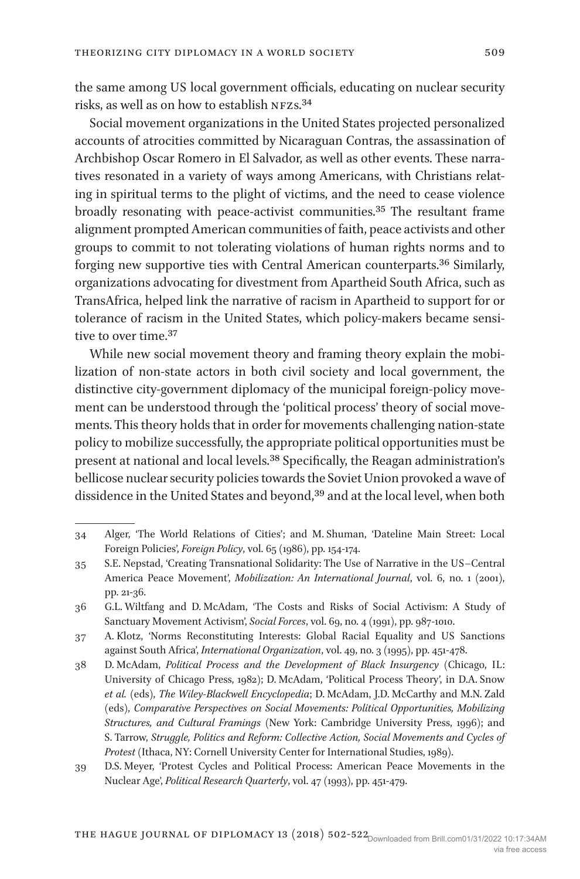the same among US local government officials, educating on nuclear security risks, as well as on how to establish NFZs.[34]

Social movement organizations in the United States projected personalized accounts of atrocities committed by Nicaraguan Contras, the assassination of Archbishop Oscar Romero in El Salvador, as well as other events. These narratives resonated in a variety of ways among Americans, with Christians relating in spiritual terms to the plight of victims, and the need to cease violence broadly resonating with peace-activist communities.[35] The resultant frame alignment prompted American communities of faith, peace activists and other groups to commit to not tolerating violations of human rights norms and to forging new supportive ties with Central American counterparts.[36] Similarly, organizations advocating for divestment from Apartheid South Africa, such as TransAfrica, helped link the narrative of racism in Apartheid to support for or tolerance of racism in the United States, which policy-makers became sensitive to over time.[37]

While new social movement theory and framing theory explain the mobilization of non-state actors in both civil society and local government, the distinctive city-government diplomacy of the municipal foreign-policy movement can be understood through the 'political process' theory of social movements. This theory holds that in order for movements challenging nation-state policy to mobilize successfully, the appropriate political opportunities must be present at national and local levels.[38] Specifically, the Reagan administration's bellicose nuclear security policies towards the Soviet Union provoked a wave of dissidence in the United States and beyond,[39] and at the local level, when both

---

34 Alger, 'The World Relations of Cities'; and M. Shuman, 'Dateline Main Street: Local Foreign Policies', *Foreign Policy*, vol. 65 (1986), pp. 154-174.

35 S.E. Nepstad, 'Creating Transnational Solidarity: The Use of Narrative in the US–Central America Peace Movement', *Mobilization: An International Journal*, vol. 6, no. 1 (2001), pp. 21-36.

36 G.L. Wiltfang and D. McAdam, 'The Costs and Risks of Social Activism: A Study of Sanctuary Movement Activism', *Social Forces*, vol. 69, no. 4 (1991), pp. 987-1010.

37 A. Klotz, 'Norms Reconstituting Interests: Global Racial Equality and US Sanctions against South Africa', *International Organization*, vol. 49, no. 3 (1995), pp. 451-478.

38 D. McAdam, *Political Process and the Development of Black Insurgency* (Chicago, IL: University of Chicago Press, 1982); D. McAdam, 'Political Process Theory', in D.A. Snow *et al.* (eds), *The Wiley-Blackwell Encyclopedia*; D. McAdam, J.D. McCarthy and M.N. Zald (eds), *Comparative Perspectives on Social Movements: Political Opportunities, Mobilizing Structures, and Cultural Framings* (New York: Cambridge University Press, 1996); and S. Tarrow, *Struggle, Politics and Reform: Collective Action, Social Movements and Cycles of Protest* (Ithaca, NY: Cornell University Center for International Studies, 1989).

39 D.S. Meyer, 'Protest Cycles and Political Process: American Peace Movements in the Nuclear Age', *Political Research Quarterly*, vol. 47 (1993), pp. 451-479.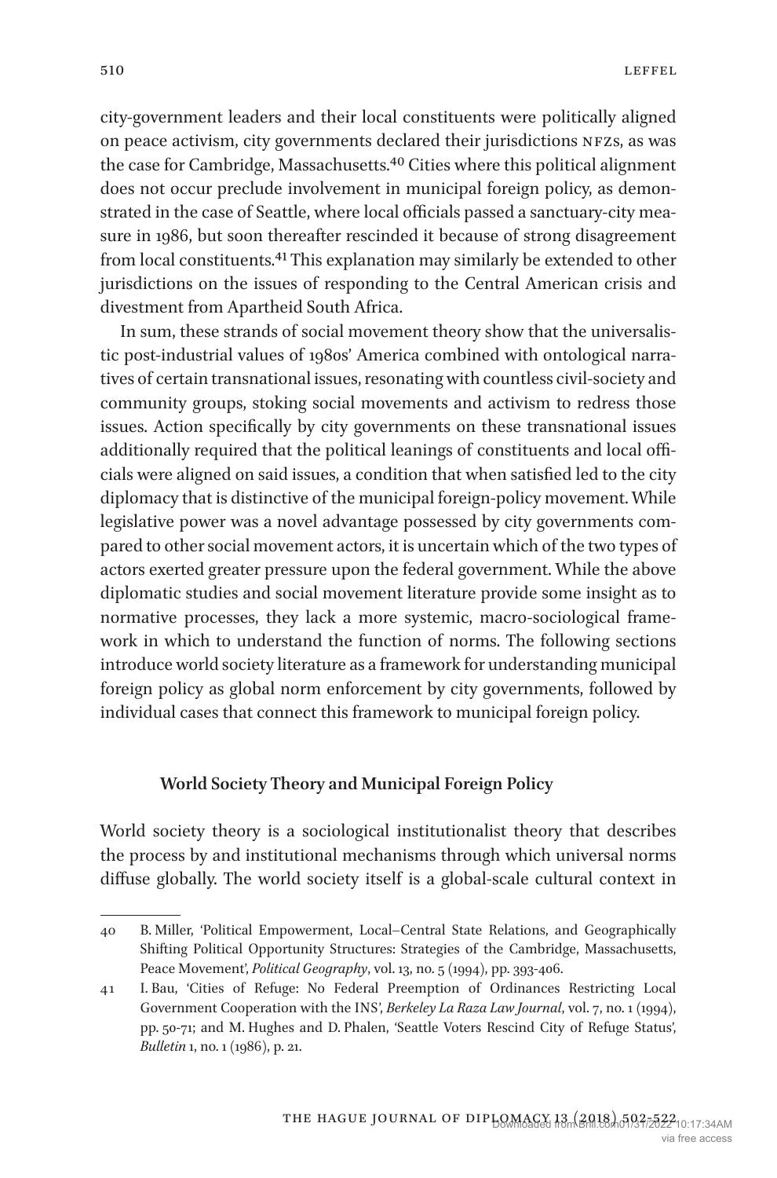city-government leaders and their local constituents were politically aligned on peace activism, city governments declared their jurisdictions NFZs, as was the case for Cambridge, Massachusetts.[40] Cities where this political alignment does not occur preclude involvement in municipal foreign policy, as demonstrated in the case of Seattle, where local officials passed a sanctuary-city measure in 1986, but soon thereafter rescinded it because of strong disagreement from local constituents.[41] This explanation may similarly be extended to other jurisdictions on the issues of responding to the Central American crisis and divestment from Apartheid South Africa.

In sum, these strands of social movement theory show that the universalistic post-industrial values of 1980s' America combined with ontological narratives of certain transnational issues, resonating with countless civil-society and community groups, stoking social movements and activism to redress those issues. Action specifically by city governments on these transnational issues additionally required that the political leanings of constituents and local officials were aligned on said issues, a condition that when satisfied led to the city diplomacy that is distinctive of the municipal foreign-policy movement. While legislative power was a novel advantage possessed by city governments compared to other social movement actors, it is uncertain which of the two types of actors exerted greater pressure upon the federal government. While the above diplomatic studies and social movement literature provide some insight as to normative processes, they lack a more systemic, macro-sociological framework in which to understand the function of norms. The following sections introduce world society literature as a framework for understanding municipal foreign policy as global norm enforcement by city governments, followed by individual cases that connect this framework to municipal foreign policy.

## World Society Theory and Municipal Foreign Policy

World society theory is a sociological institutionalist theory that describes the process by and institutional mechanisms through which universal norms diffuse globally. The world society itself is a global-scale cultural context in

40 B. Miller, 'Political Empowerment, Local–Central State Relations, and Geographically Shifting Political Opportunity Structures: Strategies of the Cambridge, Massachusetts, Peace Movement', *Political Geography*, vol. 13, no. 5 (1994), pp. 393-406.

41 I. Bau, 'Cities of Refuge: No Federal Preemption of Ordinances Restricting Local Government Cooperation with the INS', *Berkeley La Raza Law Journal*, vol. 7, no. 1 (1994), pp. 50-71; and M. Hughes and D. Phalen, 'Seattle Voters Rescind City of Refuge Status', *Bulletin* 1, no. 1 (1986), p. 21.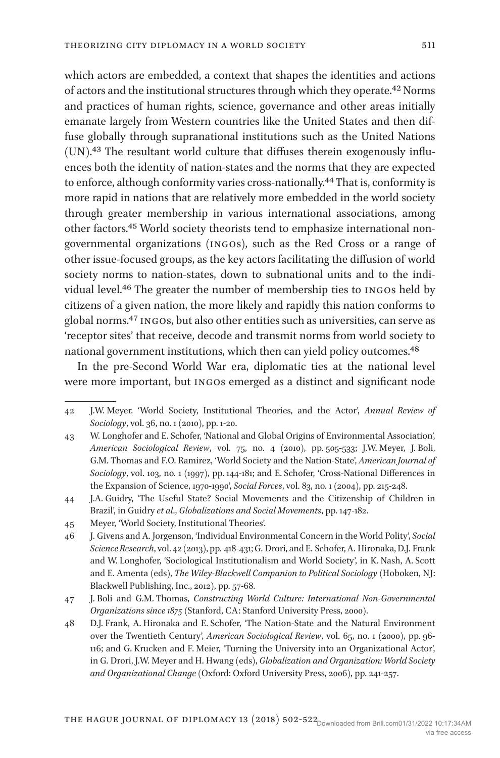which actors are embedded, a context that shapes the identities and actions of actors and the institutional structures through which they operate.[42] Norms and practices of human rights, science, governance and other areas initially emanate largely from Western countries like the United States and then diffuse globally through supranational institutions such as the United Nations (UN).[43] The resultant world culture that diffuses therein exogenously influences both the identity of nation-states and the norms that they are expected to enforce, although conformity varies cross-nationally.[44] That is, conformity is more rapid in nations that are relatively more embedded in the world society through greater membership in various international associations, among other factors.[45] World society theorists tend to emphasize international non-governmental organizations (INGOs), such as the Red Cross or a range of other issue-focused groups, as the key actors facilitating the diffusion of world society norms to nation-states, down to subnational units and to the individual level.[46] The greater the number of membership ties to INGOs held by citizens of a given nation, the more likely and rapidly this nation conforms to global norms.[47] INGOs, but also other entities such as universities, can serve as 'receptor sites' that receive, decode and transmit norms from world society to national government institutions, which then can yield policy outcomes.[48]

In the pre-Second World War era, diplomatic ties at the national level were more important, but INGOs emerged as a distinct and significant node

---

42 J.W. Meyer. 'World Society, Institutional Theories, and the Actor', *Annual Review of Sociology*, vol. 36, no. 1 (2010), pp. 1-20.

43 W. Longhofer and E. Schofer, 'National and Global Origins of Environmental Association', *American Sociological Review*, vol. 75, no. 4 (2010), pp. 505-533; J.W. Meyer, J. Boli, G.M. Thomas and F.O. Ramirez, 'World Society and the Nation-State', *American Journal of Sociology*, vol. 103, no. 1 (1997), pp. 144-181; and E. Schofer, 'Cross-National Differences in the Expansion of Science, 1970-1990', *Social Forces*, vol. 83, no. 1 (2004), pp. 215-248.

44 J.A. Guidry, 'The Useful State? Social Movements and the Citizenship of Children in Brazil', in Guidry *et al.*, *Globalizations and Social Movements*, pp. 147-182.

45 Meyer, 'World Society, Institutional Theories'.

46 J. Givens and A. Jorgenson, 'Individual Environmental Concern in the World Polity', *Social Science Research*, vol. 42 (2013), pp. 418-431; G. Drori, and E. Schofer, A. Hironaka, D.J. Frank and W. Longhofer, 'Sociological Institutionalism and World Society', in K. Nash, A. Scott and E. Amenta (eds), *The Wiley-Blackwell Companion to Political Sociology* (Hoboken, NJ: Blackwell Publishing, Inc., 2012), pp. 57-68.

47 J. Boli and G.M. Thomas, *Constructing World Culture: International Non-Governmental Organizations since 1875* (Stanford, CA: Stanford University Press, 2000).

48 D.J. Frank, A. Hironaka and E. Schofer, 'The Nation-State and the Natural Environment over the Twentieth Century', *American Sociological Review*, vol. 65, no. 1 (2000), pp. 96-116; and G. Krucken and F. Meier, 'Turning the University into an Organizational Actor', in G. Drori, J.W. Meyer and H. Hwang (eds), *Globalization and Organization: World Society and Organizational Change* (Oxford: Oxford University Press, 2006), pp. 241-257.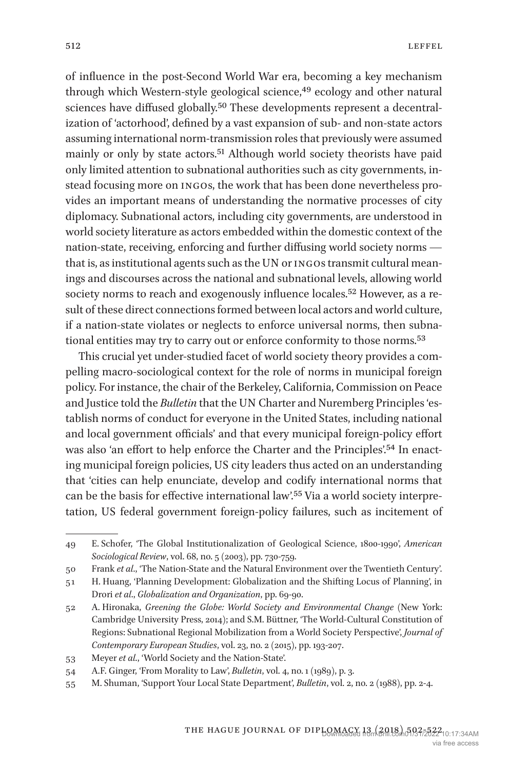of influence in the post-Second World War era, becoming a key mechanism through which Western-style geological science,[49] ecology and other natural sciences have diffused globally.[50] These developments represent a decentralization of 'actorhood', defined by a vast expansion of sub- and non-state actors assuming international norm-transmission roles that previously were assumed mainly or only by state actors.[51] Although world society theorists have paid only limited attention to subnational authorities such as city governments, instead focusing more on INGOs, the work that has been done nevertheless provides an important means of understanding the normative processes of city diplomacy. Subnational actors, including city governments, are understood in world society literature as actors embedded within the domestic context of the nation-state, receiving, enforcing and further diffusing world society norms — that is, as institutional agents such as the UN or INGOs transmit cultural meanings and discourses across the national and subnational levels, allowing world society norms to reach and exogenously influence locales.[52] However, as a result of these direct connections formed between local actors and world culture, if a nation-state violates or neglects to enforce universal norms, then subnational entities may try to carry out or enforce conformity to those norms.[53]

This crucial yet under-studied facet of world society theory provides a compelling macro-sociological context for the role of norms in municipal foreign policy. For instance, the chair of the Berkeley, California, Commission on Peace and Justice told the *Bulletin* that the UN Charter and Nuremberg Principles 'establish norms of conduct for everyone in the United States, including national and local government officials' and that every municipal foreign-policy effort was also 'an effort to help enforce the Charter and the Principles'.[54] In enacting municipal foreign policies, US city leaders thus acted on an understanding that 'cities can help enunciate, develop and codify international norms that can be the basis for effective international law'.[55] Via a world society interpretation, US federal government foreign-policy failures, such as incitement of

---

49 E. Schofer, 'The Global Institutionalization of Geological Science, 1800-1990', *American Sociological Review*, vol. 68, no. 5 (2003), pp. 730-759.

50 Frank *et al.*, 'The Nation-State and the Natural Environment over the Twentieth Century'.

51 H. Huang, 'Planning Development: Globalization and the Shifting Locus of Planning', in Drori *et al.*, *Globalization and Organization*, pp. 69-90.

52 A. Hironaka, *Greening the Globe: World Society and Environmental Change* (New York: Cambridge University Press, 2014); and S.M. Büttner, 'The World-Cultural Constitution of Regions: Subnational Regional Mobilization from a World Society Perspective', *Journal of Contemporary European Studies*, vol. 23, no. 2 (2015), pp. 193-207.

53 Meyer *et al.*, 'World Society and the Nation-State'.

54 A.F. Ginger, 'From Morality to Law', *Bulletin*, vol. 4, no. 1 (1989), p. 3.

55 M. Shuman, 'Support Your Local State Department', *Bulletin*, vol. 2, no. 2 (1988), pp. 2-4.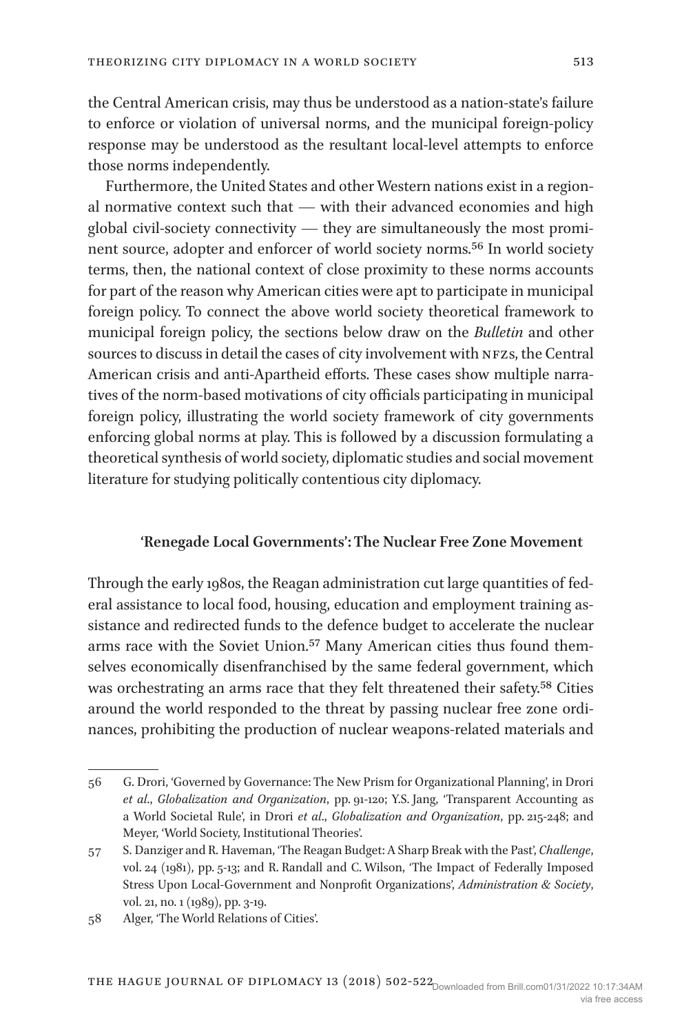the Central American crisis, may thus be understood as a nation-state's failure to enforce or violation of universal norms, and the municipal foreign-policy response may be understood as the resultant local-level attempts to enforce those norms independently.

Furthermore, the United States and other Western nations exist in a regional normative context such that — with their advanced economies and high global civil-society connectivity — they are simultaneously the most prominent source, adopter and enforcer of world society norms.[56] In world society terms, then, the national context of close proximity to these norms accounts for part of the reason why American cities were apt to participate in municipal foreign policy. To connect the above world society theoretical framework to municipal foreign policy, the sections below draw on the *Bulletin* and other sources to discuss in detail the cases of city involvement with NFZs, the Central American crisis and anti-Apartheid efforts. These cases show multiple narratives of the norm-based motivations of city officials participating in municipal foreign policy, illustrating the world society framework of city governments enforcing global norms at play. This is followed by a discussion formulating a theoretical synthesis of world society, diplomatic studies and social movement literature for studying politically contentious city diplomacy.

## 'Renegade Local Governments': The Nuclear Free Zone Movement

Through the early 1980s, the Reagan administration cut large quantities of federal assistance to local food, housing, education and employment training assistance and redirected funds to the defence budget to accelerate the nuclear arms race with the Soviet Union.[57] Many American cities thus found themselves economically disenfranchised by the same federal government, which was orchestrating an arms race that they felt threatened their safety.[58] Cities around the world responded to the threat by passing nuclear free zone ordinances, prohibiting the production of nuclear weapons-related materials and

---

56 G. Drori, 'Governed by Governance: The New Prism for Organizational Planning', in Drori *et al*., *Globalization and Organization*, pp. 91-120; Y.S. Jang, 'Transparent Accounting as a World Societal Rule', in Drori *et al*., *Globalization and Organization*, pp. 215-248; and Meyer, 'World Society, Institutional Theories'.

57 S. Danziger and R. Haveman, 'The Reagan Budget: A Sharp Break with the Past', *Challenge*, vol. 24 (1981), pp. 5-13; and R. Randall and C. Wilson, 'The Impact of Federally Imposed Stress Upon Local-Government and Nonprofit Organizations', *Administration & Society*, vol. 21, no. 1 (1989), pp. 3-19.

58 Alger, 'The World Relations of Cities'.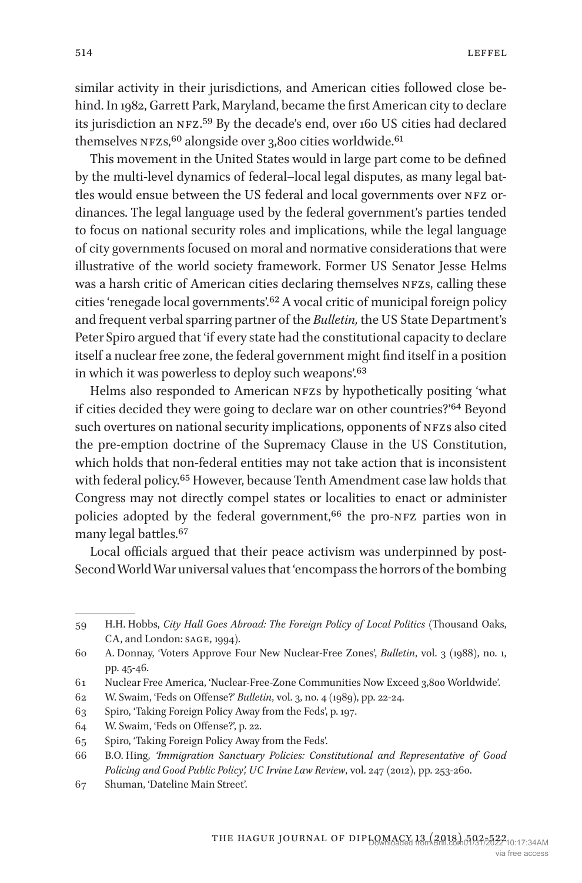similar activity in their jurisdictions, and American cities followed close behind. In 1982, Garrett Park, Maryland, became the first American city to declare its jurisdiction an NFZ.[59] By the decade's end, over 160 US cities had declared themselves NFZs,[60] alongside over 3,800 cities worldwide.[61]

This movement in the United States would in large part come to be defined by the multi-level dynamics of federal–local legal disputes, as many legal battles would ensue between the US federal and local governments over NFZ ordinances. The legal language used by the federal government's parties tended to focus on national security roles and implications, while the legal language of city governments focused on moral and normative considerations that were illustrative of the world society framework. Former US Senator Jesse Helms was a harsh critic of American cities declaring themselves NFZs, calling these cities 'renegade local governments'.[62] A vocal critic of municipal foreign policy and frequent verbal sparring partner of the *Bulletin,* the US State Department's Peter Spiro argued that 'if every state had the constitutional capacity to declare itself a nuclear free zone, the federal government might find itself in a position in which it was powerless to deploy such weapons'.[63]

Helms also responded to American NFZs by hypothetically positing 'what if cities decided they were going to declare war on other countries?'[64] Beyond such overtures on national security implications, opponents of NFZs also cited the pre-emption doctrine of the Supremacy Clause in the US Constitution, which holds that non-federal entities may not take action that is inconsistent with federal policy.[65] However, because Tenth Amendment case law holds that Congress may not directly compel states or localities to enact or administer policies adopted by the federal government,[66] the pro-NFZ parties won in many legal battles.[67]

Local officials argued that their peace activism was underpinned by post-Second World War universal values that 'encompass the horrors of the bombing

---

59 H.H. Hobbs, *City Hall Goes Abroad: The Foreign Policy of Local Politics* (Thousand Oaks, CA, and London: SAGE, 1994).

60 A. Donnay, 'Voters Approve Four New Nuclear-Free Zones', *Bulletin*, vol. 3 (1988), no. 1, pp. 45-46.

61 Nuclear Free America, 'Nuclear-Free-Zone Communities Now Exceed 3,800 Worldwide'.

62 W. Swaim, 'Feds on Offense?' *Bulletin*, vol. 3, no. 4 (1989), pp. 22-24.

63 Spiro, 'Taking Foreign Policy Away from the Feds', p. 197.

64 W. Swaim, 'Feds on Offense?', p. 22.

65 Spiro, 'Taking Foreign Policy Away from the Feds'.

66 B.O. Hing, *'Immigration Sanctuary Policies: Constitutional and Representative of Good Policing and Good Public Policy', UC Irvine Law Review*, vol. 247 (2012), pp. 253-260.

67 Shuman, 'Dateline Main Street'.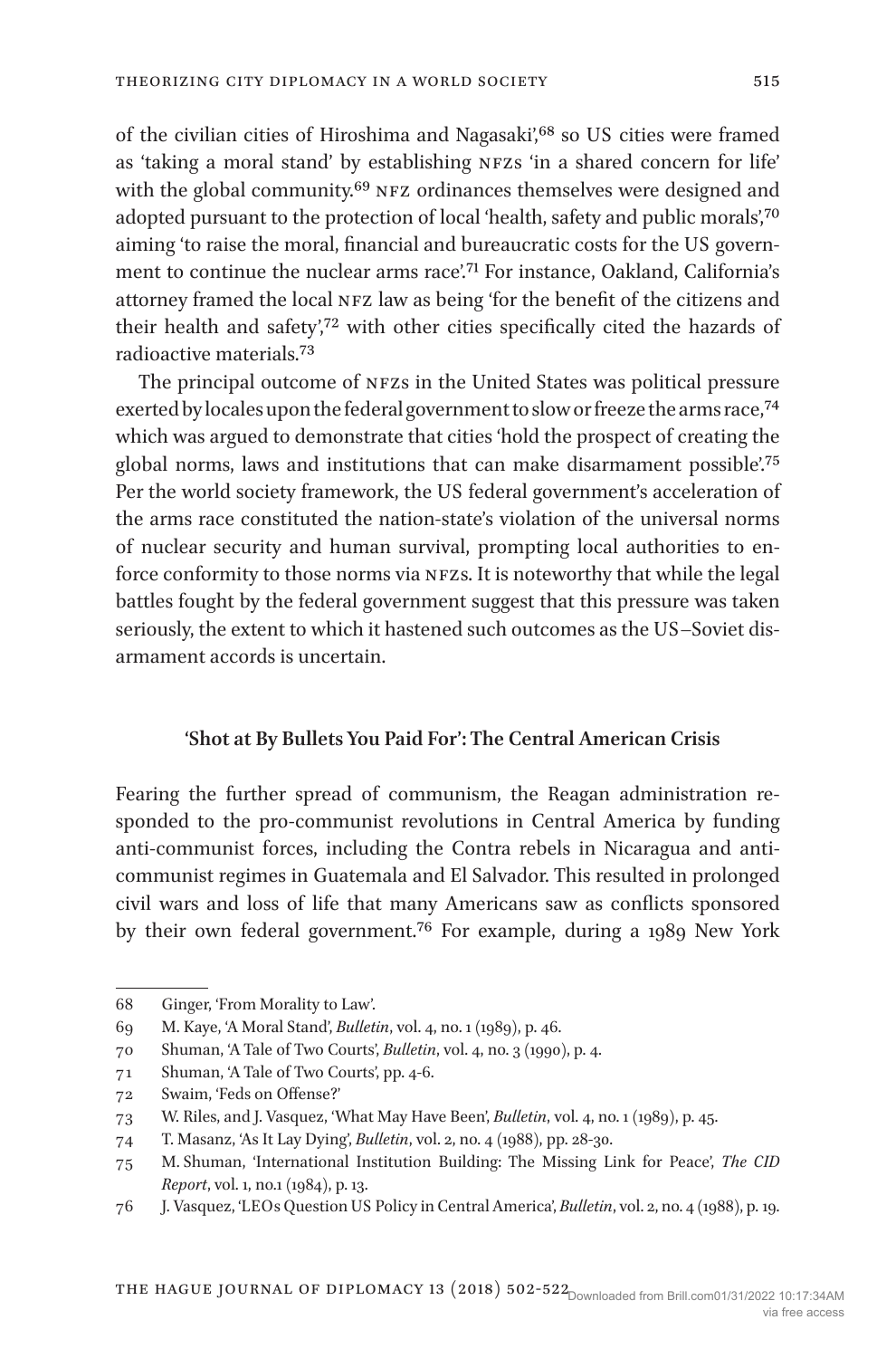of the civilian cities of Hiroshima and Nagasaki',[68] so US cities were framed as 'taking a moral stand' by establishing NFZs 'in a shared concern for life' with the global community.[69] NFZ ordinances themselves were designed and adopted pursuant to the protection of local 'health, safety and public morals',[70] aiming 'to raise the moral, financial and bureaucratic costs for the US government to continue the nuclear arms race'.[71] For instance, Oakland, California's attorney framed the local NFZ law as being 'for the benefit of the citizens and their health and safety',[72] with other cities specifically cited the hazards of radioactive materials.[73]

The principal outcome of NFZs in the United States was political pressure exerted by locales upon the federal government to slow or freeze the arms race,[74] which was argued to demonstrate that cities 'hold the prospect of creating the global norms, laws and institutions that can make disarmament possible'.[75] Per the world society framework, the US federal government's acceleration of the arms race constituted the nation-state's violation of the universal norms of nuclear security and human survival, prompting local authorities to enforce conformity to those norms via NFZs. It is noteworthy that while the legal battles fought by the federal government suggest that this pressure was taken seriously, the extent to which it hastened such outcomes as the US–Soviet disarmament accords is uncertain.

### 'Shot at By Bullets You Paid For': The Central American Crisis

Fearing the further spread of communism, the Reagan administration responded to the pro-communist revolutions in Central America by funding anti-communist forces, including the Contra rebels in Nicaragua and anti-communist regimes in Guatemala and El Salvador. This resulted in prolonged civil wars and loss of life that many Americans saw as conflicts sponsored by their own federal government.[76] For example, during a 1989 New York

---

68 Ginger, 'From Morality to Law'.

69 M. Kaye, 'A Moral Stand', *Bulletin*, vol. 4, no. 1 (1989), p. 46.

70 Shuman, 'A Tale of Two Courts', *Bulletin*, vol. 4, no. 3 (1990), p. 4.

71 Shuman, 'A Tale of Two Courts', pp. 4-6.

72 Swaim, 'Feds on Offense?'

73 W. Riles, and J. Vasquez, 'What May Have Been', *Bulletin*, vol. 4, no. 1 (1989), p. 45.

74 T. Masanz, 'As It Lay Dying', *Bulletin*, vol. 2, no. 4 (1988), pp. 28-30.

75 M. Shuman, 'International Institution Building: The Missing Link for Peace', *The CID Report*, vol. 1, no.1 (1984), p. 13.

76 J. Vasquez, 'LEOs Question US Policy in Central America', *Bulletin*, vol. 2, no. 4 (1988), p. 19.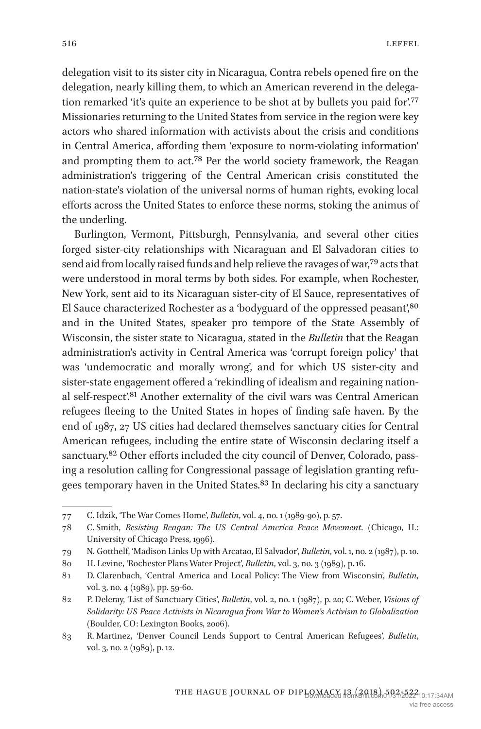delegation visit to its sister city in Nicaragua, Contra rebels opened fire on the delegation, nearly killing them, to which an American reverend in the delegation remarked 'it's quite an experience to be shot at by bullets you paid for'.[77] Missionaries returning to the United States from service in the region were key actors who shared information with activists about the crisis and conditions in Central America, affording them 'exposure to norm-violating information' and prompting them to act.[78] Per the world society framework, the Reagan administration's triggering of the Central American crisis constituted the nation-state's violation of the universal norms of human rights, evoking local efforts across the United States to enforce these norms, stoking the animus of the underling.

Burlington, Vermont, Pittsburgh, Pennsylvania, and several other cities forged sister-city relationships with Nicaraguan and El Salvadoran cities to send aid from locally raised funds and help relieve the ravages of war,[79] acts that were understood in moral terms by both sides. For example, when Rochester, New York, sent aid to its Nicaraguan sister-city of El Sauce, representatives of El Sauce characterized Rochester as a 'bodyguard of the oppressed peasant',[80] and in the United States, speaker pro tempore of the State Assembly of Wisconsin, the sister state to Nicaragua, stated in the *Bulletin* that the Reagan administration's activity in Central America was 'corrupt foreign policy' that was 'undemocratic and morally wrong', and for which US sister-city and sister-state engagement offered a 'rekindling of idealism and regaining national self-respect'.[81] Another externality of the civil wars was Central American refugees fleeing to the United States in hopes of finding safe haven. By the end of 1987, 27 US cities had declared themselves sanctuary cities for Central American refugees, including the entire state of Wisconsin declaring itself a sanctuary.[82] Other efforts included the city council of Denver, Colorado, passing a resolution calling for Congressional passage of legislation granting refugees temporary haven in the United States.[83] In declaring his city a sanctuary

---

77 C. Idzik, 'The War Comes Home', *Bulletin*, vol. 4, no. 1 (1989-90), p. 57.

78 C. Smith, *Resisting Reagan: The US Central America Peace Movement*. (Chicago, IL: University of Chicago Press, 1996).

79 N. Gotthelf, 'Madison Links Up with Arcatao, El Salvador', *Bulletin*, vol. 1, no. 2 (1987), p. 10.

80 H. Levine, 'Rochester Plans Water Project', *Bulletin*, vol. 3, no. 3 (1989), p. 16.

81 D. Clarenbach, 'Central America and Local Policy: The View from Wisconsin', *Bulletin*, vol. 3, no. 4 (1989), pp. 59-60.

82 P. Deleray, 'List of Sanctuary Cities', *Bulletin*, vol. 2, no. 1 (1987), p. 20; C. Weber, *Visions of Solidarity: US Peace Activists in Nicaragua from War to Women's Activism to Globalization* (Boulder, CO: Lexington Books, 2006).

83 R. Martinez, 'Denver Council Lends Support to Central American Refugees', *Bulletin*, vol. 3, no. 2 (1989), p. 12.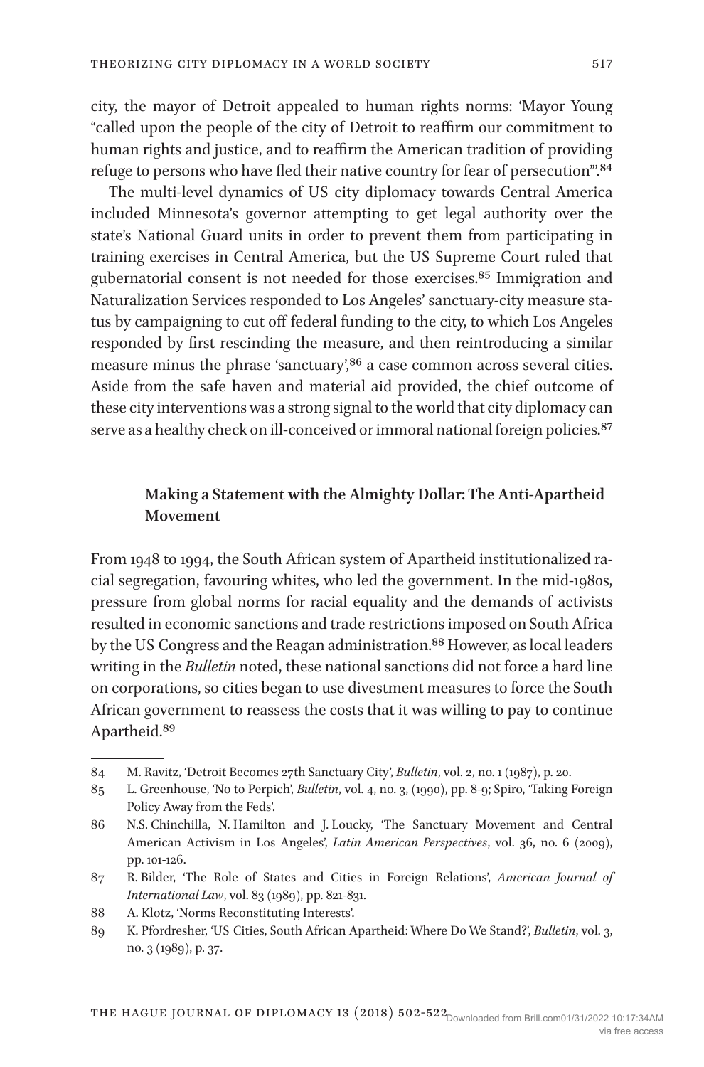city, the mayor of Detroit appealed to human rights norms: 'Mayor Young "called upon the people of the city of Detroit to reaffirm our commitment to human rights and justice, and to reaffirm the American tradition of providing refuge to persons who have fled their native country for fear of persecution"'.[84]

The multi-level dynamics of US city diplomacy towards Central America included Minnesota's governor attempting to get legal authority over the state's National Guard units in order to prevent them from participating in training exercises in Central America, but the US Supreme Court ruled that gubernatorial consent is not needed for those exercises.[85] Immigration and Naturalization Services responded to Los Angeles' sanctuary-city measure status by campaigning to cut off federal funding to the city, to which Los Angeles responded by first rescinding the measure, and then reintroducing a similar measure minus the phrase 'sanctuary',[86] a case common across several cities. Aside from the safe haven and material aid provided, the chief outcome of these city interventions was a strong signal to the world that city diplomacy can serve as a healthy check on ill-conceived or immoral national foreign policies.[87]

### Making a Statement with the Almighty Dollar: The Anti-Apartheid Movement

From 1948 to 1994, the South African system of Apartheid institutionalized racial segregation, favouring whites, who led the government. In the mid-1980s, pressure from global norms for racial equality and the demands of activists resulted in economic sanctions and trade restrictions imposed on South Africa by the US Congress and the Reagan administration.[88] However, as local leaders writing in the *Bulletin* noted, these national sanctions did not force a hard line on corporations, so cities began to use divestment measures to force the South African government to reassess the costs that it was willing to pay to continue Apartheid.[89]

---

84 M. Ravitz, 'Detroit Becomes 27th Sanctuary City', *Bulletin*, vol. 2, no. 1 (1987), p. 20.

85 L. Greenhouse, 'No to Perpich', *Bulletin*, vol. 4, no. 3, (1990), pp. 8-9; Spiro, 'Taking Foreign Policy Away from the Feds'.

86 N.S. Chinchilla, N. Hamilton and J. Loucky, 'The Sanctuary Movement and Central American Activism in Los Angeles', *Latin American Perspectives*, vol. 36, no. 6 (2009), pp. 101-126.

87 R. Bilder, 'The Role of States and Cities in Foreign Relations', *American Journal of International Law*, vol. 83 (1989), pp. 821-831.

88 A. Klotz, 'Norms Reconstituting Interests'.

89 K. Pfordresher, 'US Cities, South African Apartheid: Where Do We Stand?', *Bulletin*, vol. 3, no. 3 (1989), p. 37.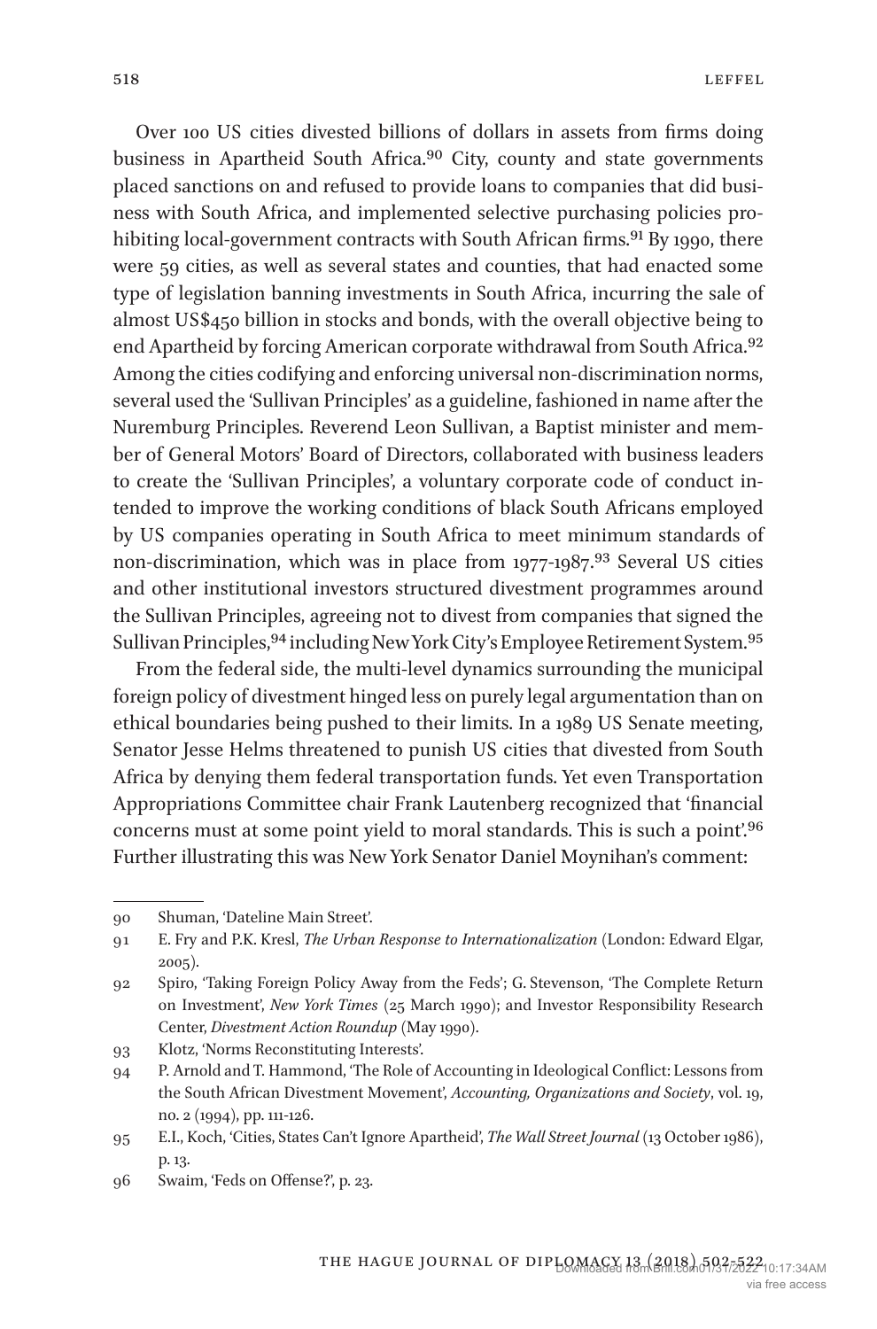Over 100 US cities divested billions of dollars in assets from firms doing business in Apartheid South Africa.[90] City, county and state governments placed sanctions on and refused to provide loans to companies that did business with South Africa, and implemented selective purchasing policies prohibiting local-government contracts with South African firms.[91] By 1990, there were 59 cities, as well as several states and counties, that had enacted some type of legislation banning investments in South Africa, incurring the sale of almost US$450 billion in stocks and bonds, with the overall objective being to end Apartheid by forcing American corporate withdrawal from South Africa.[92] Among the cities codifying and enforcing universal non-discrimination norms, several used the 'Sullivan Principles' as a guideline, fashioned in name after the Nuremburg Principles. Reverend Leon Sullivan, a Baptist minister and member of General Motors' Board of Directors, collaborated with business leaders to create the 'Sullivan Principles', a voluntary corporate code of conduct intended to improve the working conditions of black South Africans employed by US companies operating in South Africa to meet minimum standards of non-discrimination, which was in place from 1977-1987.[93] Several US cities and other institutional investors structured divestment programmes around the Sullivan Principles, agreeing not to divest from companies that signed the Sullivan Principles,[94] including New York City's Employee Retirement System.[95]

From the federal side, the multi-level dynamics surrounding the municipal foreign policy of divestment hinged less on purely legal argumentation than on ethical boundaries being pushed to their limits. In a 1989 US Senate meeting, Senator Jesse Helms threatened to punish US cities that divested from South Africa by denying them federal transportation funds. Yet even Transportation Appropriations Committee chair Frank Lautenberg recognized that 'financial concerns must at some point yield to moral standards. This is such a point'.[96] Further illustrating this was New York Senator Daniel Moynihan's comment:

---

90 Shuman, 'Dateline Main Street'.

91 E. Fry and P.K. Kresl, *The Urban Response to Internationalization* (London: Edward Elgar, 2005).

92 Spiro, 'Taking Foreign Policy Away from the Feds'; G. Stevenson, 'The Complete Return on Investment', *New York Times* (25 March 1990); and Investor Responsibility Research Center, *Divestment Action Roundup* (May 1990).

93 Klotz, 'Norms Reconstituting Interests'.

94 P. Arnold and T. Hammond, 'The Role of Accounting in Ideological Conflict: Lessons from the South African Divestment Movement', *Accounting, Organizations and Society*, vol. 19, no. 2 (1994), pp. 111-126.

95 E.I., Koch, 'Cities, States Can't Ignore Apartheid', *The Wall Street Journal* (13 October 1986), p. 13.

96 Swaim, 'Feds on Offense?', p. 23.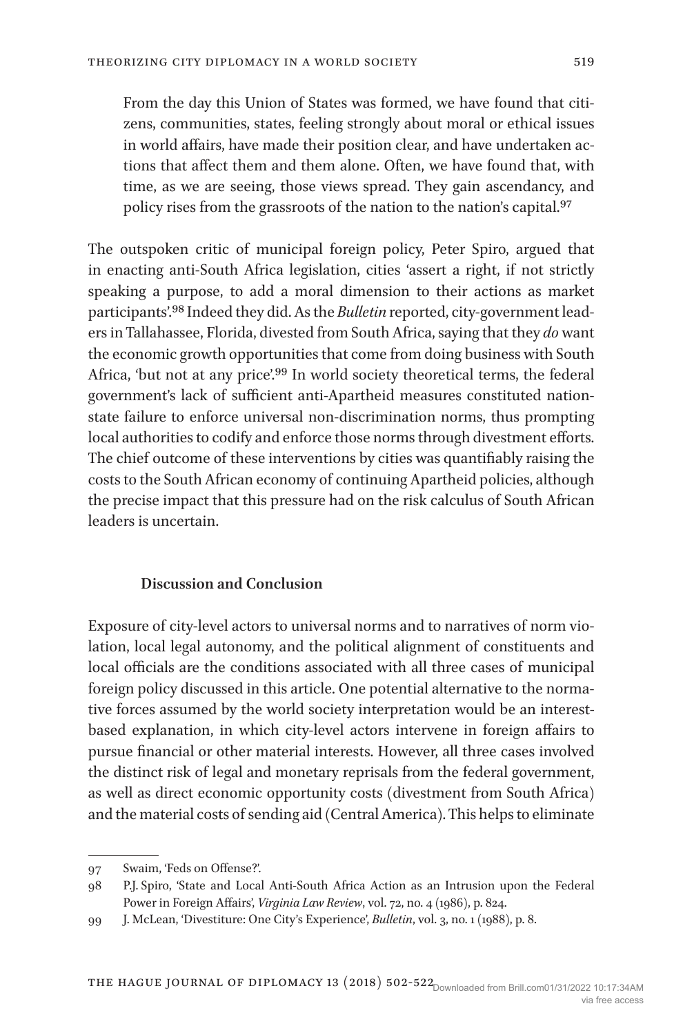> From the day this Union of States was formed, we have found that citizens, communities, states, feeling strongly about moral or ethical issues in world affairs, have made their position clear, and have undertaken actions that affect them and them alone. Often, we have found that, with time, as we are seeing, those views spread. They gain ascendancy, and policy rises from the grassroots of the nation to the nation's capital.[97]

The outspoken critic of municipal foreign policy, Peter Spiro, argued that in enacting anti-South Africa legislation, cities 'assert a right, if not strictly speaking a purpose, to add a moral dimension to their actions as market participants'.[98] Indeed they did. As the *Bulletin* reported, city-government leaders in Tallahassee, Florida, divested from South Africa, saying that they *do* want the economic growth opportunities that come from doing business with South Africa, 'but not at any price'.[99] In world society theoretical terms, the federal government's lack of sufficient anti-Apartheid measures constituted nation-state failure to enforce universal non-discrimination norms, thus prompting local authorities to codify and enforce those norms through divestment efforts. The chief outcome of these interventions by cities was quantifiably raising the costs to the South African economy of continuing Apartheid policies, although the precise impact that this pressure had on the risk calculus of South African leaders is uncertain.

## Discussion and Conclusion

Exposure of city-level actors to universal norms and to narratives of norm violation, local legal autonomy, and the political alignment of constituents and local officials are the conditions associated with all three cases of municipal foreign policy discussed in this article. One potential alternative to the normative forces assumed by the world society interpretation would be an interest-based explanation, in which city-level actors intervene in foreign affairs to pursue financial or other material interests. However, all three cases involved the distinct risk of legal and monetary reprisals from the federal government, as well as direct economic opportunity costs (divestment from South Africa) and the material costs of sending aid (Central America). This helps to eliminate

---

97 Swaim, 'Feds on Offense?'.

98 P.J. Spiro, 'State and Local Anti-South Africa Action as an Intrusion upon the Federal Power in Foreign Affairs', *Virginia Law Review*, vol. 72, no. 4 (1986), p. 824.

99 J. McLean, 'Divestiture: One City's Experience', *Bulletin*, vol. 3, no. 1 (1988), p. 8.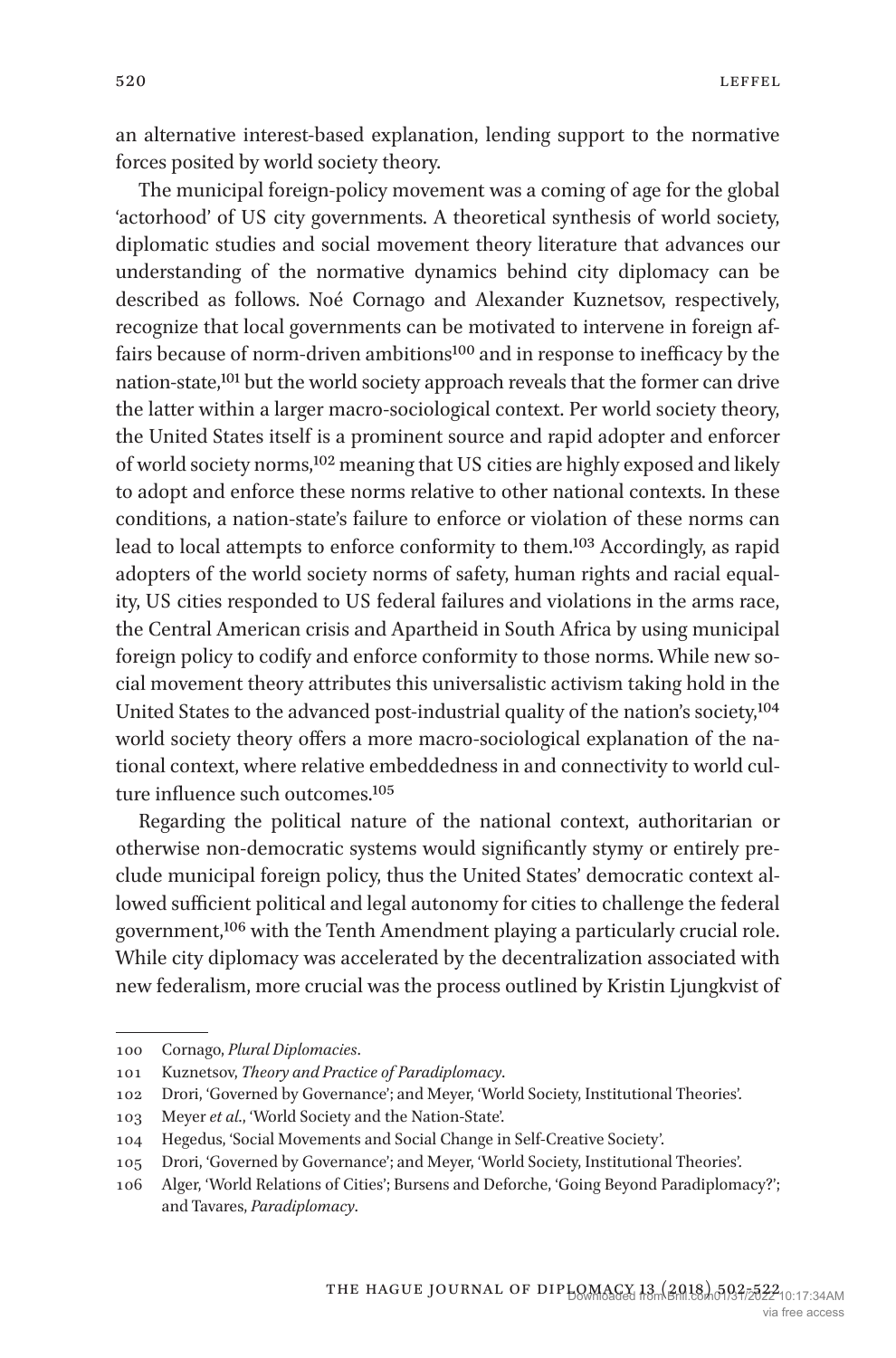an alternative interest-based explanation, lending support to the normative forces posited by world society theory.

The municipal foreign-policy movement was a coming of age for the global 'actorhood' of US city governments. A theoretical synthesis of world society, diplomatic studies and social movement theory literature that advances our understanding of the normative dynamics behind city diplomacy can be described as follows. Noé Cornago and Alexander Kuznetsov, respectively, recognize that local governments can be motivated to intervene in foreign affairs because of norm-driven ambitions[100] and in response to inefficacy by the nation-state,[101] but the world society approach reveals that the former can drive the latter within a larger macro-sociological context. Per world society theory, the United States itself is a prominent source and rapid adopter and enforcer of world society norms,[102] meaning that US cities are highly exposed and likely to adopt and enforce these norms relative to other national contexts. In these conditions, a nation-state's failure to enforce or violation of these norms can lead to local attempts to enforce conformity to them.[103] Accordingly, as rapid adopters of the world society norms of safety, human rights and racial equality, US cities responded to US federal failures and violations in the arms race, the Central American crisis and Apartheid in South Africa by using municipal foreign policy to codify and enforce conformity to those norms. While new social movement theory attributes this universalistic activism taking hold in the United States to the advanced post-industrial quality of the nation's society,[104] world society theory offers a more macro-sociological explanation of the national context, where relative embeddedness in and connectivity to world culture influence such outcomes.[105]

Regarding the political nature of the national context, authoritarian or otherwise non-democratic systems would significantly stymy or entirely preclude municipal foreign policy, thus the United States' democratic context allowed sufficient political and legal autonomy for cities to challenge the federal government,[106] with the Tenth Amendment playing a particularly crucial role. While city diplomacy was accelerated by the decentralization associated with new federalism, more crucial was the process outlined by Kristin Ljungkvist of

100 Cornago, *Plural Diplomacies*.

101 Kuznetsov, *Theory and Practice of Paradiplomacy*.

102 Drori, 'Governed by Governance'; and Meyer, 'World Society, Institutional Theories'.

103 Meyer *et al.*, 'World Society and the Nation-State'.

104 Hegedus, 'Social Movements and Social Change in Self-Creative Society'.

105 Drori, 'Governed by Governance'; and Meyer, 'World Society, Institutional Theories'.

106 Alger, 'World Relations of Cities'; Bursens and Deforche, 'Going Beyond Paradiplomacy?'; and Tavares, *Paradiplomacy*.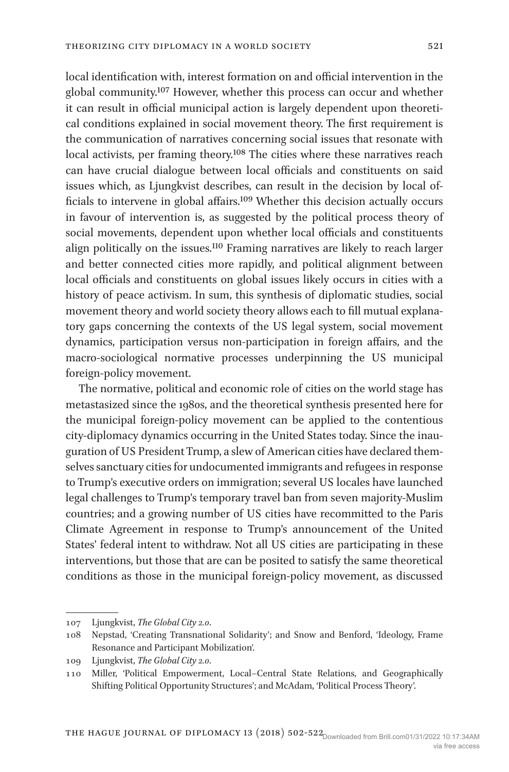local identification with, interest formation on and official intervention in the global community.[107] However, whether this process can occur and whether it can result in official municipal action is largely dependent upon theoretical conditions explained in social movement theory. The first requirement is the communication of narratives concerning social issues that resonate with local activists, per framing theory.[108] The cities where these narratives reach can have crucial dialogue between local officials and constituents on said issues which, as Ljungkvist describes, can result in the decision by local officials to intervene in global affairs.[109] Whether this decision actually occurs in favour of intervention is, as suggested by the political process theory of social movements, dependent upon whether local officials and constituents align politically on the issues.[110] Framing narratives are likely to reach larger and better connected cities more rapidly, and political alignment between local officials and constituents on global issues likely occurs in cities with a history of peace activism. In sum, this synthesis of diplomatic studies, social movement theory and world society theory allows each to fill mutual explanatory gaps concerning the contexts of the US legal system, social movement dynamics, participation versus non-participation in foreign affairs, and the macro-sociological normative processes underpinning the US municipal foreign-policy movement.

The normative, political and economic role of cities on the world stage has metastasized since the 1980s, and the theoretical synthesis presented here for the municipal foreign-policy movement can be applied to the contentious city-diplomacy dynamics occurring in the United States today. Since the inauguration of US President Trump, a slew of American cities have declared themselves sanctuary cities for undocumented immigrants and refugees in response to Trump's executive orders on immigration; several US locales have launched legal challenges to Trump's temporary travel ban from seven majority-Muslim countries; and a growing number of US cities have recommitted to the Paris Climate Agreement in response to Trump's announcement of the United States' federal intent to withdraw. Not all US cities are participating in these interventions, but those that are can be posited to satisfy the same theoretical conditions as those in the municipal foreign-policy movement, as discussed

---

107 Ljungkvist, *The Global City 2.0*.

108 Nepstad, 'Creating Transnational Solidarity'; and Snow and Benford, 'Ideology, Frame Resonance and Participant Mobilization'.

109 Ljungkvist, *The Global City 2.0*.

110 Miller, 'Political Empowerment, Local–Central State Relations, and Geographically Shifting Political Opportunity Structures'; and McAdam, 'Political Process Theory'.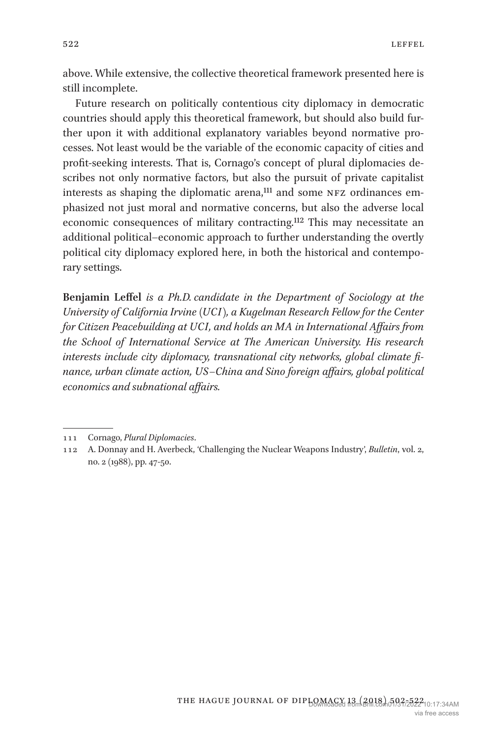above. While extensive, the collective theoretical framework presented here is still incomplete.

Future research on politically contentious city diplomacy in democratic countries should apply this theoretical framework, but should also build further upon it with additional explanatory variables beyond normative processes. Not least would be the variable of the economic capacity of cities and profit-seeking interests. That is, Cornago's concept of plural diplomacies describes not only normative factors, but also the pursuit of private capitalist interests as shaping the diplomatic arena,[111] and some NFZ ordinances emphasized not just moral and normative concerns, but also the adverse local economic consequences of military contracting.[112] This may necessitate an additional political–economic approach to further understanding the overtly political city diplomacy explored here, in both the historical and contemporary settings.

**Benjamin Leffel** *is a Ph.D. candidate in the Department of Sociology at the University of California Irvine (UCI), a Kugelman Research Fellow for the Center for Citizen Peacebuilding at UCI, and holds an MA in International Affairs from the School of International Service at The American University. His research interests include city diplomacy, transnational city networks, global climate finance, urban climate action, US–China and Sino foreign affairs, global political economics and subnational affairs.*

---

111 Cornago, *Plural Diplomacies*.

112 A. Donnay and H. Averbeck, 'Challenging the Nuclear Weapons Industry', *Bulletin*, vol. 2, no. 2 (1988), pp. 47-50.